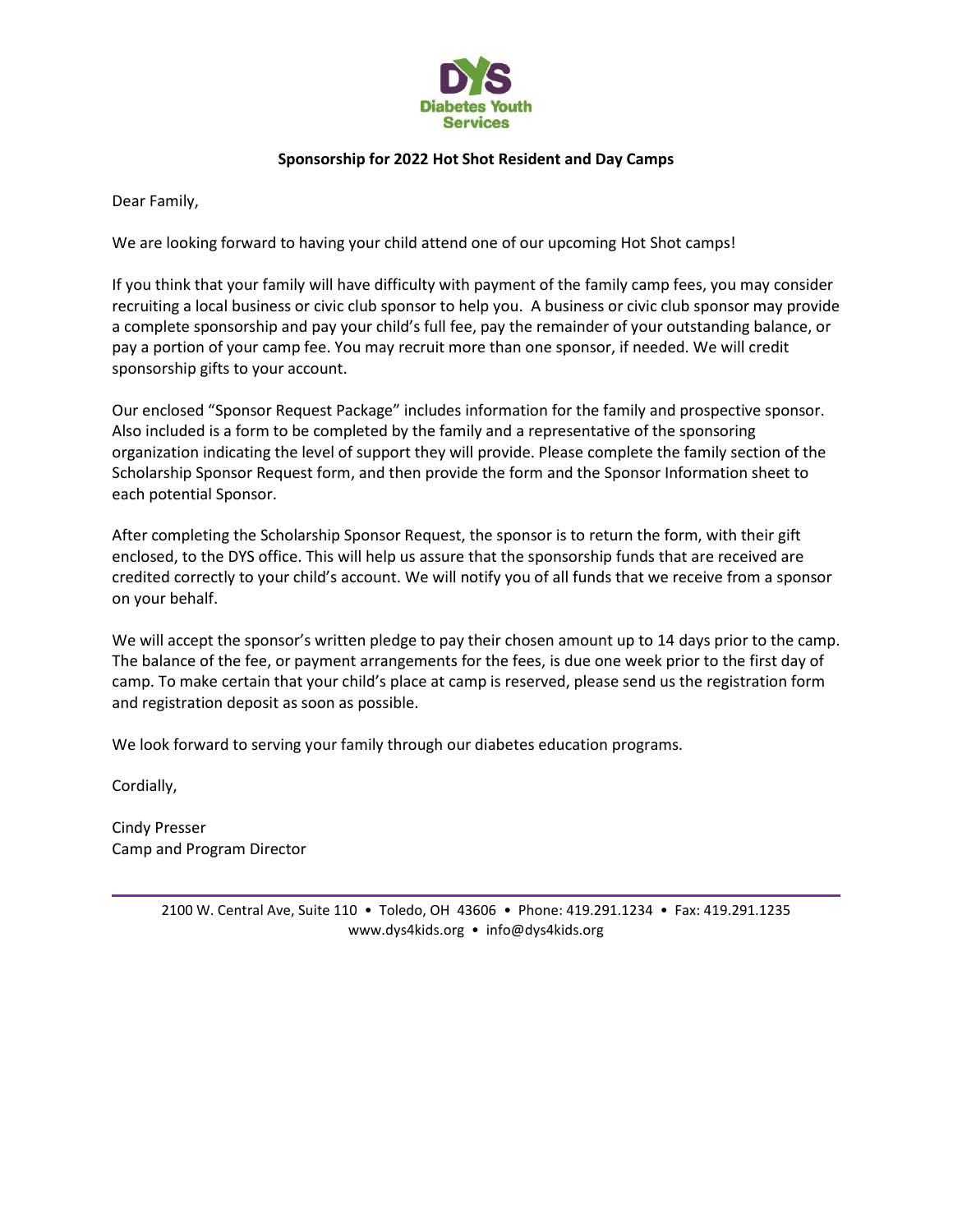**DYS**
**Diabetes Youth Services**

**Sponsorship for 2022 Hot Shot Resident and Day Camps**

Dear Family,

We are looking forward to having your child attend one of our upcoming Hot Shot camps!

If you think that your family will have difficulty with payment of the family camp fees, you may consider recruiting a local business or civic club sponsor to help you. A business or civic club sponsor may provide a complete sponsorship and pay your child's full fee, pay the remainder of your outstanding balance, or pay a portion of your camp fee. You may recruit more than one sponsor, if needed. We will credit sponsorship gifts to your account.

Our enclosed "Sponsor Request Package" includes information for the family and prospective sponsor. Also included is a form to be completed by the family and a representative of the sponsoring organization indicating the level of support they will provide. Please complete the family section of the Scholarship Sponsor Request form, and then provide the form and the Sponsor Information sheet to each potential Sponsor.

After completing the Scholarship Sponsor Request, the sponsor is to return the form, with their gift enclosed, to the DYS office. This will help us assure that the sponsorship funds that are received are credited correctly to your child's account. We will notify you of all funds that we receive from a sponsor on your behalf.

We will accept the sponsor's written pledge to pay their chosen amount up to 14 days prior to the camp. The balance of the fee, or payment arrangements for the fees, is due one week prior to the first day of camp. To make certain that your child's place at camp is reserved, please send us the registration form and registration deposit as soon as possible.

We look forward to serving your family through our diabetes education programs.

Cordially,

Cindy Presser
Camp and Program Director

---

2100 W. Central Ave, Suite 110 • Toledo, OH 43606 • Phone: 419.291.1234 • Fax: 419.291.1235
www.dys4kids.org • info@dys4kids.org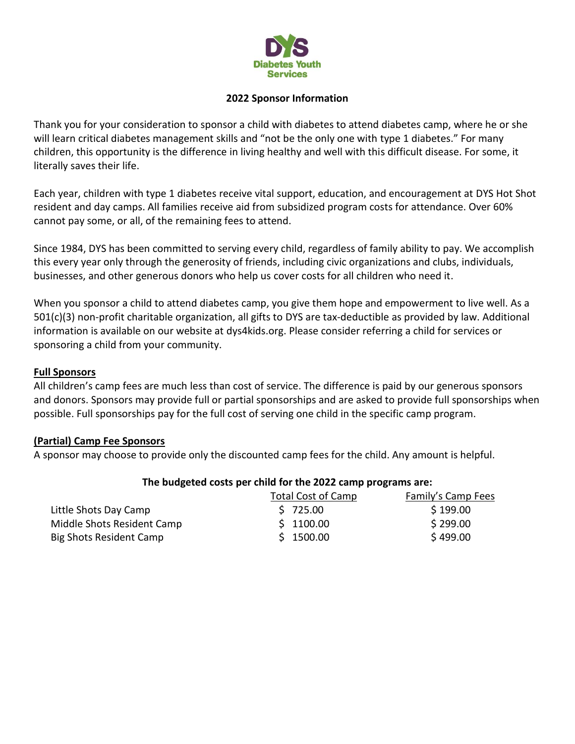**DYS**
**Diabetes Youth Services**

## 2022 Sponsor Information

Thank you for your consideration to sponsor a child with diabetes to attend diabetes camp, where he or she will learn critical diabetes management skills and "not be the only one with type 1 diabetes." For many children, this opportunity is the difference in living healthy and well with this difficult disease. For some, it literally saves their life.

Each year, children with type 1 diabetes receive vital support, education, and encouragement at DYS Hot Shot resident and day camps. All families receive aid from subsidized program costs for attendance. Over 60% cannot pay some, or all, of the remaining fees to attend.

Since 1984, DYS has been committed to serving every child, regardless of family ability to pay. We accomplish this every year only through the generosity of friends, including civic organizations and clubs, individuals, businesses, and other generous donors who help us cover costs for all children who need it.

When you sponsor a child to attend diabetes camp, you give them hope and empowerment to live well. As a 501(c)(3) non-profit charitable organization, all gifts to DYS are tax-deductible as provided by law. Additional information is available on our website at dys4kids.org. Please consider referring a child for services or sponsoring a child from your community.

### Full Sponsors

All children's camp fees are much less than cost of service. The difference is paid by our generous sponsors and donors. Sponsors may provide full or partial sponsorships and are asked to provide full sponsorships when possible. Full sponsorships pay for the full cost of serving one child in the specific camp program.

### (Partial) Camp Fee Sponsors

A sponsor may choose to provide only the discounted camp fees for the child. Any amount is helpful.

**The budgeted costs per child for the 2022 camp programs are:**

| | Total Cost of Camp | Family's Camp Fees |
|---|---|---|
| Little Shots Day Camp | $ 725.00 | $ 199.00 |
| Middle Shots Resident Camp | $ 1100.00 | $ 299.00 |
| Big Shots Resident Camp | $ 1500.00 | $ 499.00 |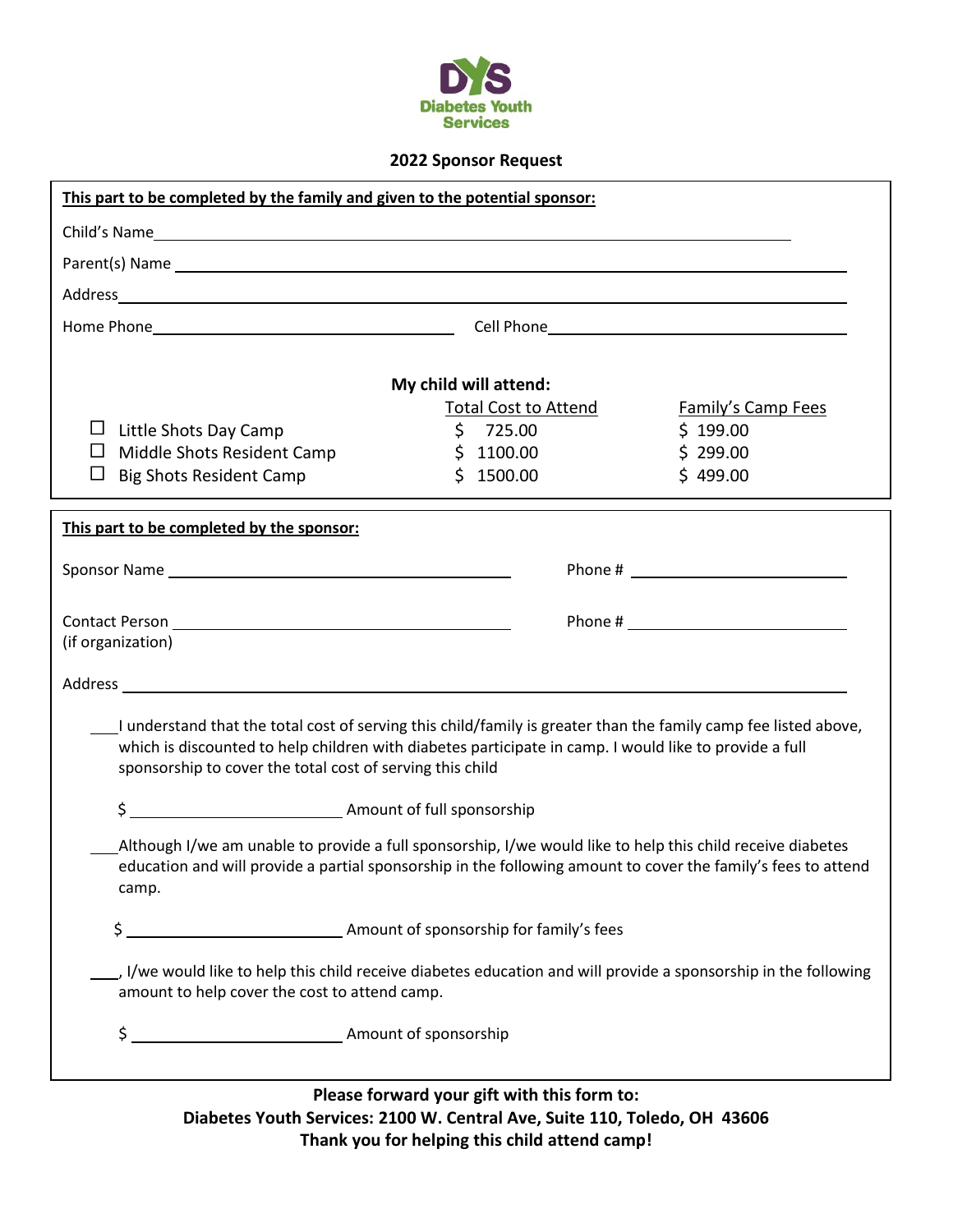DYS
Diabetes Youth Services

## 2022 Sponsor Request

**This part to be completed by the family and given to the potential sponsor:**

Child's Name\_\_\_\_\_\_\_\_\_\_\_\_\_\_\_\_\_\_\_\_\_\_\_\_\_\_\_\_\_\_\_\_\_\_\_\_\_\_\_\_

Parent(s) Name \_\_\_\_\_\_\_\_\_\_\_\_\_\_\_\_\_\_\_\_\_\_\_\_\_\_\_\_\_\_\_\_\_\_\_\_\_\_\_\_

Address\_\_\_\_\_\_\_\_\_\_\_\_\_\_\_\_\_\_\_\_\_\_\_\_\_\_\_\_\_\_\_\_\_\_\_\_\_\_\_\_

Home Phone\_\_\_\_\_\_\_\_\_\_\_\_\_\_\_\_\_\_\_\_ Cell Phone\_\_\_\_\_\_\_\_\_\_\_\_\_\_\_\_\_\_\_\_

**My child will attend:**

| | Total Cost to Attend | Family's Camp Fees |
|---|---|---|
| ☐ Little Shots Day Camp | $ 725.00 | $ 199.00 |
| ☐ Middle Shots Resident Camp | $ 1100.00 | $ 299.00 |
| ☐ Big Shots Resident Camp | $ 1500.00 | $ 499.00 |

**This part to be completed by the sponsor:**

Sponsor Name \_\_\_\_\_\_\_\_\_\_\_\_\_\_\_\_\_\_\_\_ Phone # \_\_\_\_\_\_\_\_\_\_\_\_\_\_\_\_

Contact Person \_\_\_\_\_\_\_\_\_\_\_\_\_\_\_\_\_\_\_\_ Phone # \_\_\_\_\_\_\_\_\_\_\_\_\_\_\_\_
(if organization)

Address \_\_\_\_\_\_\_\_\_\_\_\_\_\_\_\_\_\_\_\_\_\_\_\_\_\_\_\_\_\_\_\_\_\_\_\_\_\_\_\_

\_\_\_I understand that the total cost of serving this child/family is greater than the family camp fee listed above, which is discounted to help children with diabetes participate in camp. I would like to provide a full sponsorship to cover the total cost of serving this child

$ \_\_\_\_\_\_\_\_\_\_\_\_\_\_\_\_\_\_\_\_ Amount of full sponsorship

\_\_\_Although I/we am unable to provide a full sponsorship, I/we would like to help this child receive diabetes education and will provide a partial sponsorship in the following amount to cover the family's fees to attend camp.

$ \_\_\_\_\_\_\_\_\_\_\_\_\_\_\_\_\_\_\_\_ Amount of sponsorship for family's fees

\_\_\_, I/we would like to help this child receive diabetes education and will provide a sponsorship in the following amount to help cover the cost to attend camp.

$ \_\_\_\_\_\_\_\_\_\_\_\_\_\_\_\_\_\_\_\_ Amount of sponsorship

**Please forward your gift with this form to:**
**Diabetes Youth Services: 2100 W. Central Ave, Suite 110, Toledo, OH 43606**
**Thank you for helping this child attend camp!**